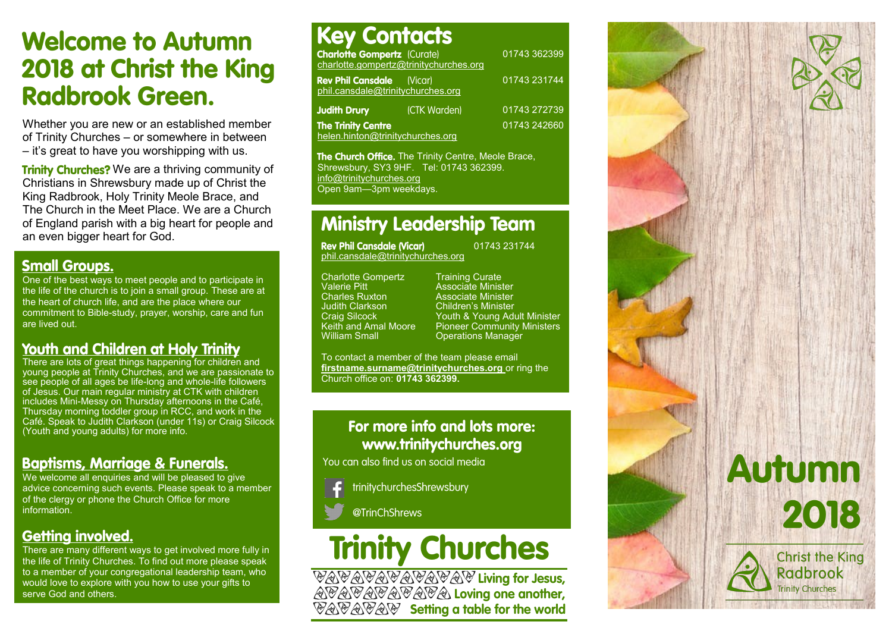# Welcome to Autumn 2018 at Christ the King Radbrook Green.

Whether you are new or an established member of Trinity Churches – or somewhere in between – it's great to have you worshipping with us.

**Trinity Churches?** We are a thriving community of Christians in Shrewsbury made up of Christ the King Radbrook, Holy Trinity Meole Brace, and The Church in the Meet Place. We are a Church of England parish with a big heart for people and an even bigger heart for God.

## Small Groups.

One of the best ways to meet people and to participate in the life of the church is to join a small group. These are at the heart of church life, and are the place where our commitment to Bible-study, prayer, worship, care and fun are lived out.

## Youth and Children at Holy Trinity

There are lots of great things happening for children and young people at Trinity Churches, and we are passionate to see people of all ages be life-long and whole-life followers of Jesus. Our main regular ministry at CTK with children includes Mini-Messy on Thursday afternoons in the Café, Thursday morning toddler group in RCC, and work in the Café. Speak to Judith Clarkson (under 11s) or Craig Silcock (Youth and young adults) for more info.

## Baptisms, Marriage & Funerals.

We welcome all enquiries and will be pleased to give advice concerning such events. Please speak to a member of the clergy or phone the Church Office for more information.

## Getting involved.

There are many different ways to get involved more fully in the life of Trinity Churches. To find out more please speak to a member of your congregational leadership team, who would love to explore with you how to use your gifts to serve God and others.

# Key Contacts

**Charlotte Gompertz** (Curate) 01743 362399
charlotte.gompertz@trinitychurches.org

**Rev Phil Cansdale** (Vicar) 01743 231744
phil.cansdale@trinitychurches.org

**Judith Drury** (CTK Warden) 01743 272739

**The Trinity Centre** 01743 242660
helen.hinton@trinitychurches.org

**The Church Office.** The Trinity Centre, Meole Brace, Shrewsbury, SY3 9HF. Tel: 01743 362399.
info@trinitychurches.org
Open 9am—3pm weekdays.

# Ministry Leadership Team

**Rev Phil Cansdale (Vicar)** 01743 231744
phil.cansdale@trinitychurches.org

| | |
|---|---|
| Charlotte Gompertz | Training Curate |
| Valerie Pitt | Associate Minister |
| Charles Ruxton | Associate Minister |
| Judith Clarkson | Children's Minister |
| Craig Silcock | Youth & Young Adult Minister |
| Keith and Amal Moore | Pioneer Community Ministers |
| William Small | Operations Manager |

To contact a member of the team please email **firstname.surname@trinitychurches.org** or ring the Church office on: **01743 362399.**

## For more info and lots more: www.trinitychurches.org

You can also find us on social media

trinitychurchesShrewsbury

@TrinChShrews

# Trinity Churches

**Living for Jesus, Loving one another, Setting a table for the world**

# Autumn 2018

Christ the King Radbrook
Trinity Churches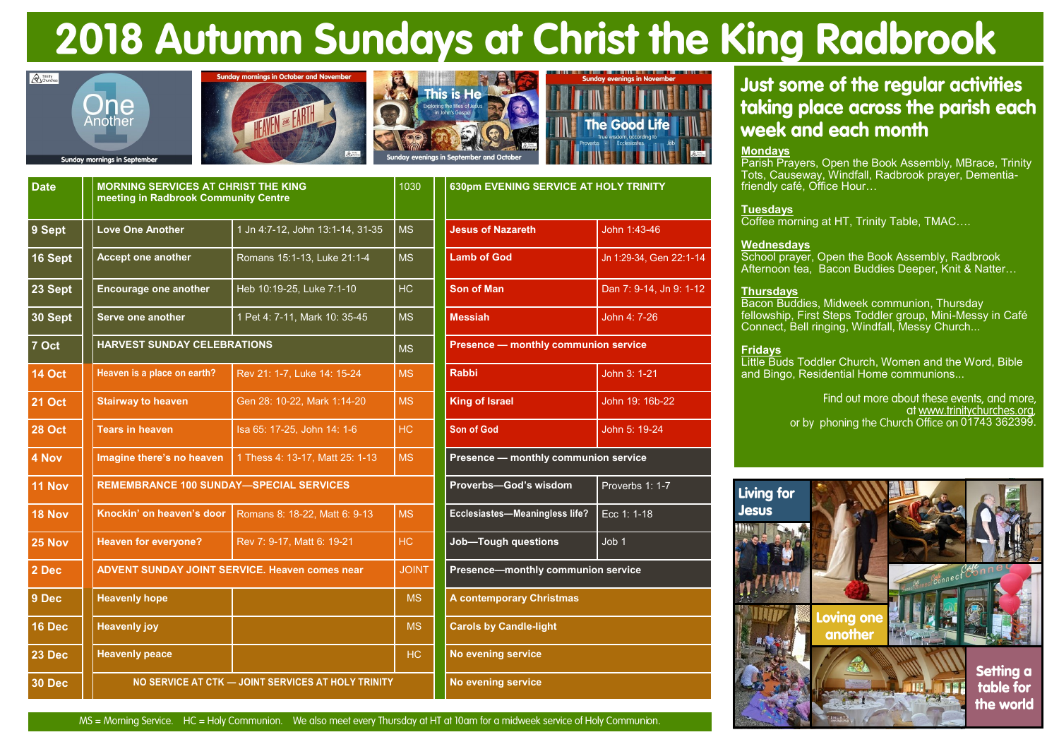# 2018 Autumn Sundays at Christ the King Radbrook

One Another — Sunday mornings in September

Sunday mornings in October and November — Heaven on Earth

This is He — Exploring the titles of Jesus in John's Gospel — Sunday evenings in September and October

Sunday evenings in November — The Good Life — True wisdom, according to Proverbs, Ecclesiastes, Job

| Date | MORNING SERVICES AT CHRIST THE KING meeting in Radbrook Community Centre | | 1030 | 630pm EVENING SERVICE AT HOLY TRINITY | |
|---|---|---|---|---|---|
| 9 Sept | Love One Another | 1 Jn 4:7-12, John 13:1-14, 31-35 | MS | Jesus of Nazareth | John 1:43-46 |
| 16 Sept | Accept one another | Romans 15:1-13, Luke 21:1-4 | MS | Lamb of God | Jn 1:29-34, Gen 22:1-14 |
| 23 Sept | Encourage one another | Heb 10:19-25, Luke 7:1-10 | HC | Son of Man | Dan 7: 9-14, Jn 9: 1-12 |
| 30 Sept | Serve one another | 1 Pet 4: 7-11, Mark 10: 35-45 | MS | Messiah | John 4: 7-26 |
| 7 Oct | HARVEST SUNDAY CELEBRATIONS | | MS | Presence — monthly communion service | |
| 14 Oct | Heaven is a place on earth? | Rev 21: 1-7, Luke 14: 15-24 | MS | Rabbi | John 3: 1-21 |
| 21 Oct | Stairway to heaven | Gen 28: 10-22, Mark 1:14-20 | MS | King of Israel | John 19: 16b-22 |
| 28 Oct | Tears in heaven | Isa 65: 17-25, John 14: 1-6 | HC | Son of God | John 5: 19-24 |
| 4 Nov | Imagine there's no heaven | 1 Thess 4: 13-17, Matt 25: 1-13 | MS | Presence — monthly communion service | |
| 11 Nov | REMEMBRANCE 100 SUNDAY—SPECIAL SERVICES | | | Proverbs—God's wisdom | Proverbs 1: 1-7 |
| 18 Nov | Knockin' on heaven's door | Romans 8: 18-22, Matt 6: 9-13 | MS | Ecclesiastes—Meaningless life? | Ecc 1: 1-18 |
| 25 Nov | Heaven for everyone? | Rev 7: 9-17, Matt 6: 19-21 | HC | Job—Tough questions | Job 1 |
| 2 Dec | ADVENT SUNDAY JOINT SERVICE. Heaven comes near | | JOINT | Presence—monthly communion service | |
| 9 Dec | Heavenly hope | | MS | A contemporary Christmas | |
| 16 Dec | Heavenly joy | | MS | Carols by Candle-light | |
| 23 Dec | Heavenly peace | | HC | No evening service | |
| 30 Dec | NO SERVICE AT CTK — JOINT SERVICES AT HOLY TRINITY | | | No evening service | |

MS = Morning Service. HC = Holy Communion. We also meet every Thursday at HT at 10am for a midweek service of Holy Communion.

## Just some of the regular activities taking place across the parish each week and each month

**Mondays**
Parish Prayers, Open the Book Assembly, MBrace, Trinity Tots, Causeway, Windfall, Radbrook prayer, Dementia-friendly café, Office Hour…

**Tuesdays**
Coffee morning at HT, Trinity Table, TMAC….

**Wednesdays**
School prayer, Open the Book Assembly, Radbrook Afternoon tea, Bacon Buddies Deeper, Knit & Natter…

**Thursdays**
Bacon Buddies, Midweek communion, Thursday fellowship, First Steps Toddler group, Mini-Messy in Café Connect, Bell ringing, Windfall, Messy Church...

**Fridays**
Little Buds Toddler Church, Women and the Word, Bible and Bingo, Residential Home communions...

Find out more about these events, and more, at www.trinitychurches.org, or by phoning the Church Office on 01743 362399.

Living for Jesus

Loving one another

Setting a table for the world